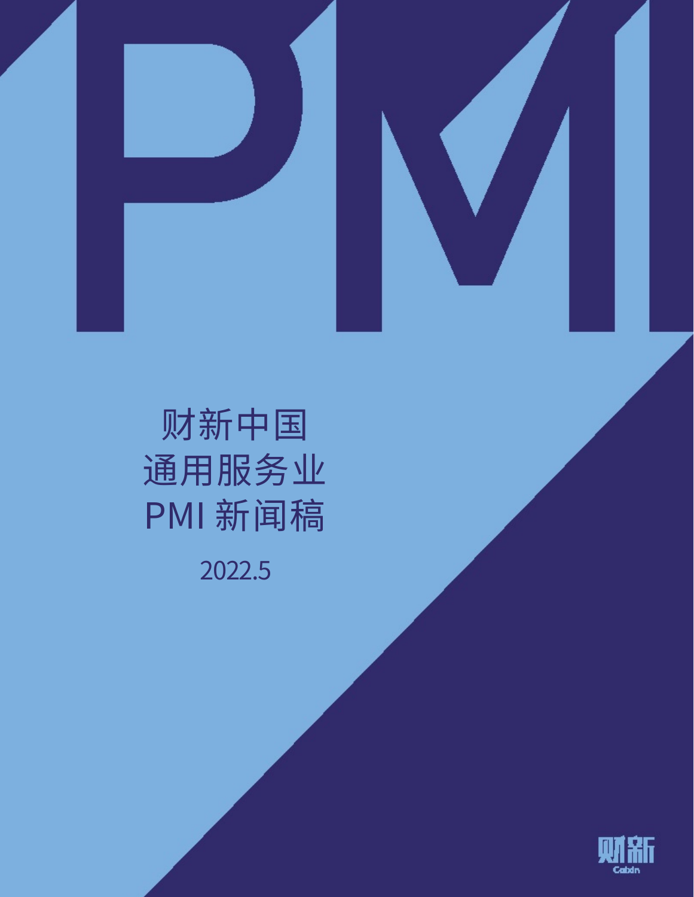# 财新中国
# 通用服务业
# PMI 新闻稿

2022.5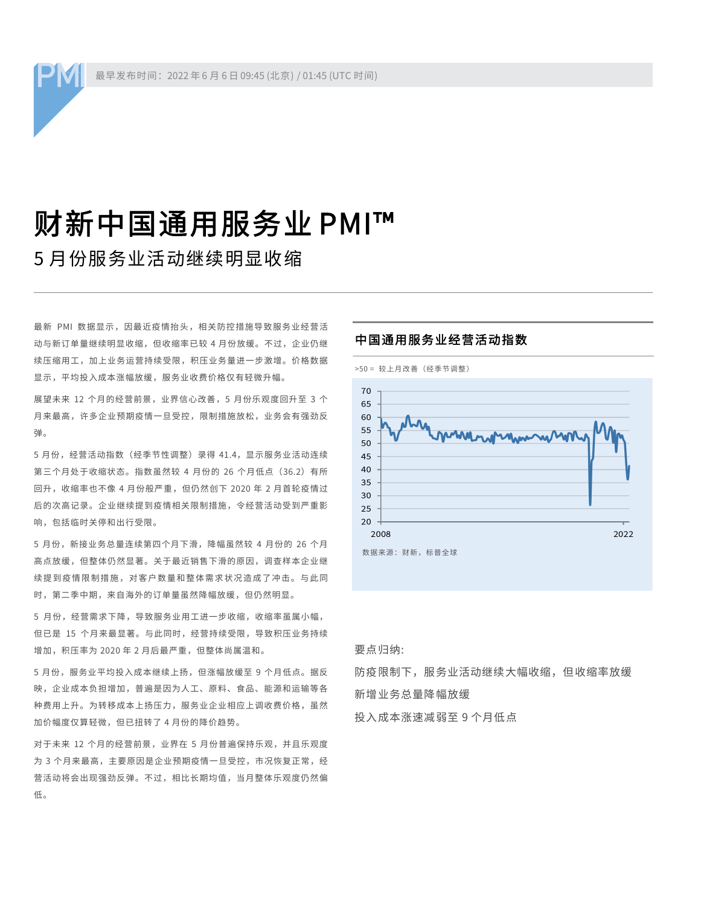最早发布时间：2022 年 6 月 6 日 09:45 (北京) / 01:45 (UTC 时间)

# 财新中国通用服务业 PMI™

## 5 月份服务业活动继续明显收缩

最新 PMI 数据显示，因最近疫情抬头，相关防控措施导致服务业经营活动与新订单量继续明显收缩，但收缩率已较 4 月份放缓。不过，企业仍继续压缩用工，加上业务运营持续受限，积压业务量进一步激增。价格数据显示，平均投入成本涨幅放缓，服务业收费价格仅有轻微升幅。

展望未来 12 个月的经营前景，业界信心改善，5 月份乐观度回升至 3 个月来最高，许多企业预期疫情一旦受控，限制措施放松，业务会有强劲反弹。

5 月份，经营活动指数（经季节性调整）录得 41.4，显示服务业活动连续第三个月处于收缩状态。指数虽然较 4 月份的 26 个月低点（36.2）有所回升，收缩率也不像 4 月份般严重，但仍然创下 2020 年 2 月首轮疫情过后的次高记录。企业继续提到疫情相关限制措施，令经营活动受到严重影响，包括临时关停和出行受限。

5 月份，新接业务总量连续第四个月下滑，降幅虽然较 4 月份的 26 个月高点放缓，但整体仍然显著。关于最近销售下滑的原因，调查样本企业继续提到疫情限制措施，对客户数量和整体需求状况造成了冲击。与此同时，第二季中期，来自海外的订单量虽然降幅放缓，但仍然明显。

5 月份，经营需求下降，导致服务业用工进一步收缩，收缩率虽属小幅，但已是 15 个月来最显著。与此同时，经营持续受限，导致积压业务持续增加，积压率为 2020 年 2 月后最严重，但整体尚属温和。

5 月份，服务业平均投入成本继续上扬，但涨幅放缓至 9 个月低点。据反映，企业成本负担增加，普遍是因为人工、原料、食品、能源和运输等各种费用上升。为转移成本上扬压力，服务业企业相应上调收费价格，虽然加价幅度仅算轻微，但已扭转了 4 月份的降价趋势。

对于未来 12 个月的经营前景，业界在 5 月份普遍保持乐观，并且乐观度为 3 个月来最高，主要原因是企业预期疫情一旦受控，市况恢复正常，经营活动将会出现强劲反弹。不过，相比长期均值，当月整体乐观度仍然偏低。

### 中国通用服务业经营活动指数

>50 = 较上月改善（经季节调整）

70
65
60
55
50
45
40
35
30
25
20
2008
2022

数据来源：财新，标普全球

要点归纳：

防疫限制下，服务业活动继续大幅收缩，但收缩率放缓

新增业务总量降幅放缓

投入成本涨速减弱至 9 个月低点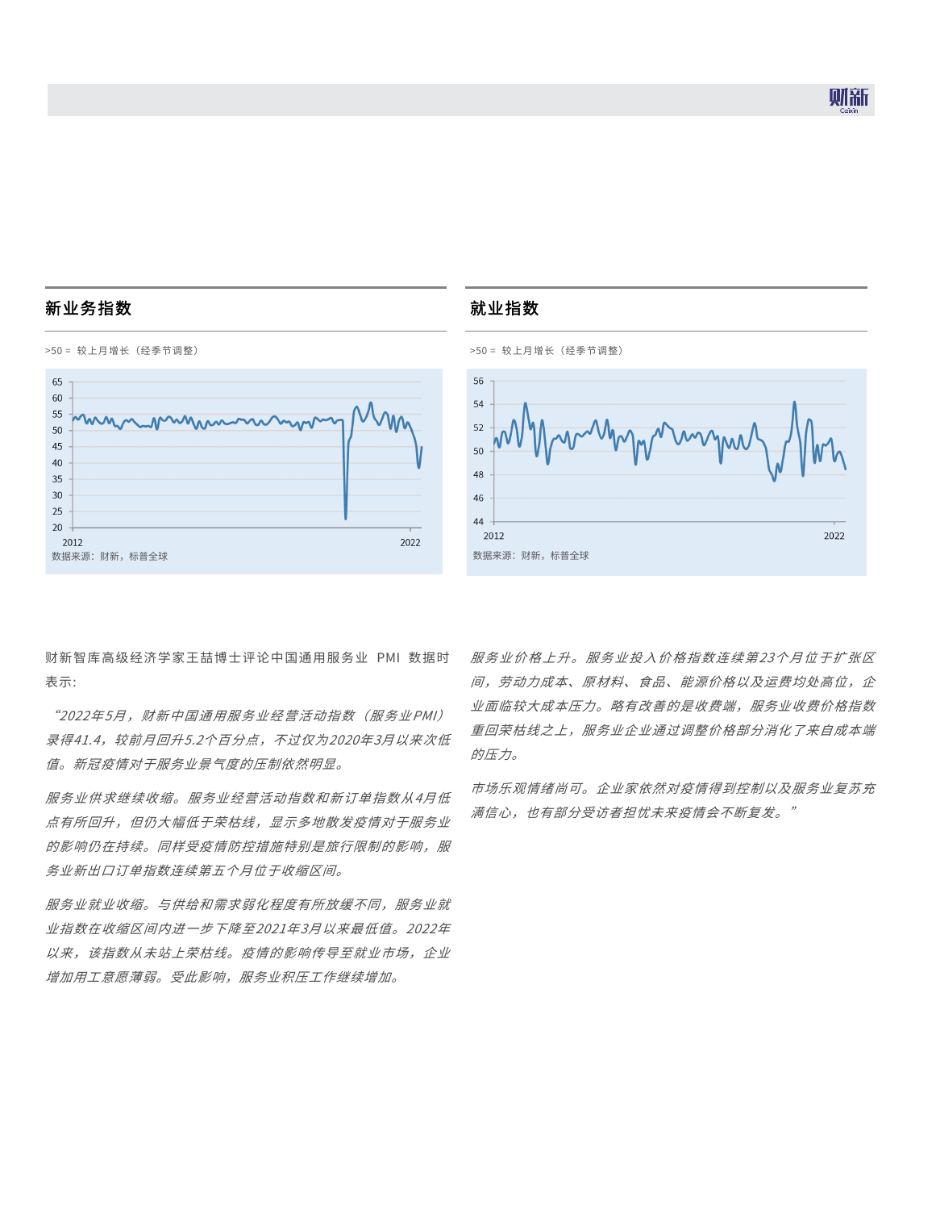## 新业务指数

>50 = 较上月增长（经季节调整）

65
60
55
50
45
40
35
30
25
20
2012
2022
数据来源：财新，标普全球

## 就业指数

>50 = 较上月增长（经季节调整）

56
54
52
50
48
46
44
2012
2022
数据来源：财新，标普全球

财新智库高级经济学家王喆博士评论中国通用服务业 PMI 数据时表示：

*“2022年5月，财新中国通用服务业经营活动指数（服务业PMI）录得41.4，较前月回升5.2个百分点，不过仅为2020年3月以来次低值。新冠疫情对于服务业景气度的压制依然明显。*

*服务业供求继续收缩。服务业经营活动指数和新订单指数从4月低点有所回升，但仍大幅低于荣枯线，显示多地散发疫情对于服务业的影响仍在持续。同样受疫情防控措施特别是旅行限制的影响，服务业新出口订单指数连续第五个月位于收缩区间。*

*服务业就业收缩。与供给和需求弱化程度有所放缓不同，服务业就业指数在收缩区间内进一步下降至2021年3月以来最低值。2022年以来，该指数从未站上荣枯线。疫情的影响传导至就业市场，企业增加用工意愿薄弱。受此影响，服务业积压工作继续增加。*

*服务业价格上升。服务业投入价格指数连续第23个月位于扩张区间，劳动力成本、原材料、食品、能源价格以及运费均处高位，企业面临较大成本压力。略有改善的是收费端，服务业收费价格指数重回荣枯线之上，服务业企业通过调整价格部分消化了来自成本端的压力。*

*市场乐观情绪尚可。企业家依然对疫情得到控制以及服务业复苏充满信心，也有部分受访者担忧未来疫情会不断复发。”*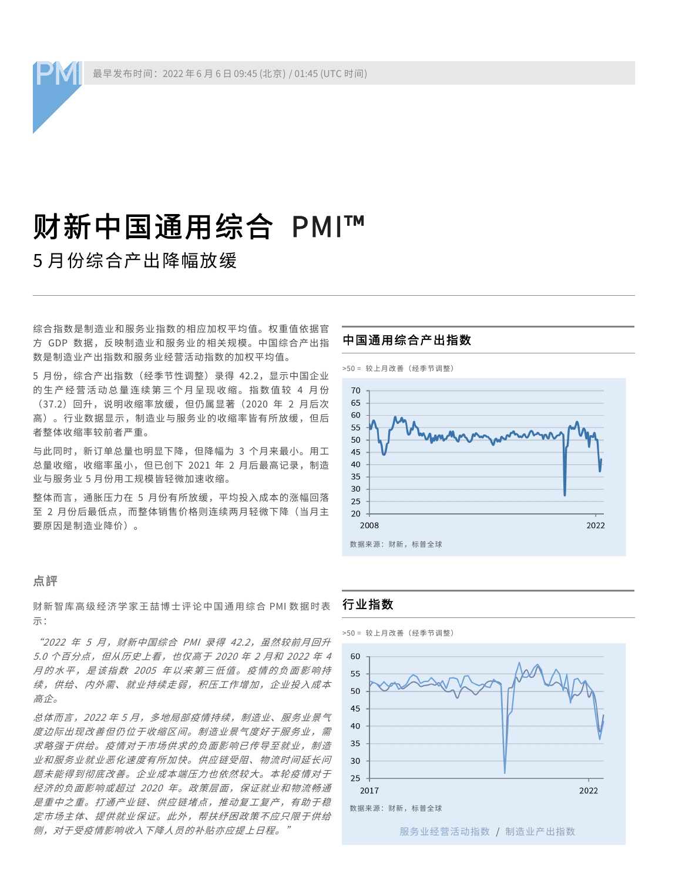最早发布时间：2022 年 6 月 6 日 09:45 (北京) / 01:45 (UTC 时间)

# 财新中国通用综合 PMI™

## 5 月份综合产出降幅放缓

综合指数是制造业和服务业指数的相应加权平均值。权重值依据官方 GDP 数据，反映制造业和服务业的相关规模。中国综合产出指数是制造业产出指数和服务业经营活动指数的加权平均值。

5 月份，综合产出指数（经季节性调整）录得 42.2，显示中国企业的生产经营活动总量连续第三个月呈现收缩。指数值较 4 月份（37.2）回升，说明收缩率放缓，但仍属显著（2020 年 2 月后次高）。行业数据显示，制造业与服务业的收缩率皆有所放缓，但后者整体收缩率较前者严重。

与此同时，新订单总量也明显下降，但降幅为 3 个月来最小。用工总量收缩，收缩率虽小，但已创下 2021 年 2 月后最高记录，制造业与服务业 5 月份用工规模皆轻微加速收缩。

整体而言，通胀压力在 5 月份有所放缓，平均投入成本的涨幅回落至 2 月份后最低点，而整体销售价格则连续两月轻微下降（当月主要原因是制造业降价）。

### 中国通用综合产出指数

>50 = 较上月改善（经季节调整）

70
65
60
55
50
45
40
35
30
25
20
2008
2022

数据来源：财新，标普全球

### 点評

财新智库高级经济学家王喆博士评论中国通用综合 PMI 数据时表示：

*“2022 年 5 月，财新中国综合 PMI 录得 42.2，虽然较前月回升 5.0 个百分点，但从历史上看，也仅高于 2020 年 2 月和 2022 年 4 月的水平，是该指数 2005 年以来第三低值。疫情的负面影响持续，供给、内外需、就业持续走弱，积压工作增加，企业投入成本高企。*

*总体而言，2022 年 5 月，多地局部疫情持续，制造业、服务业景气度边际出现改善但仍位于收缩区间。制造业景气度好于服务业，需求略强于供给。疫情对于市场供求的负面影响已传导至就业，制造业和服务业就业恶化速度有所加快。供应链受阻、物流时间延长问题未能得到彻底改善。企业成本端压力也依然较大。本轮疫情对于经济的负面影响或超过 2020 年。政策层面，保证就业和物流畅通是重中之重。打通产业链、供应链堵点，推动复工复产，有助于稳定市场主体、提供就业保证。此外，帮扶纾困政策不应只限于供给侧，对于受疫情影响收入下降人员的补贴亦应提上日程。”*

### 行业指数

>50 = 较上月改善（经季节调整）

60
55
50
45
40
35
30
25
2017
2022

数据来源：财新，标普全球

服务业经营活动指数 / 制造业产出指数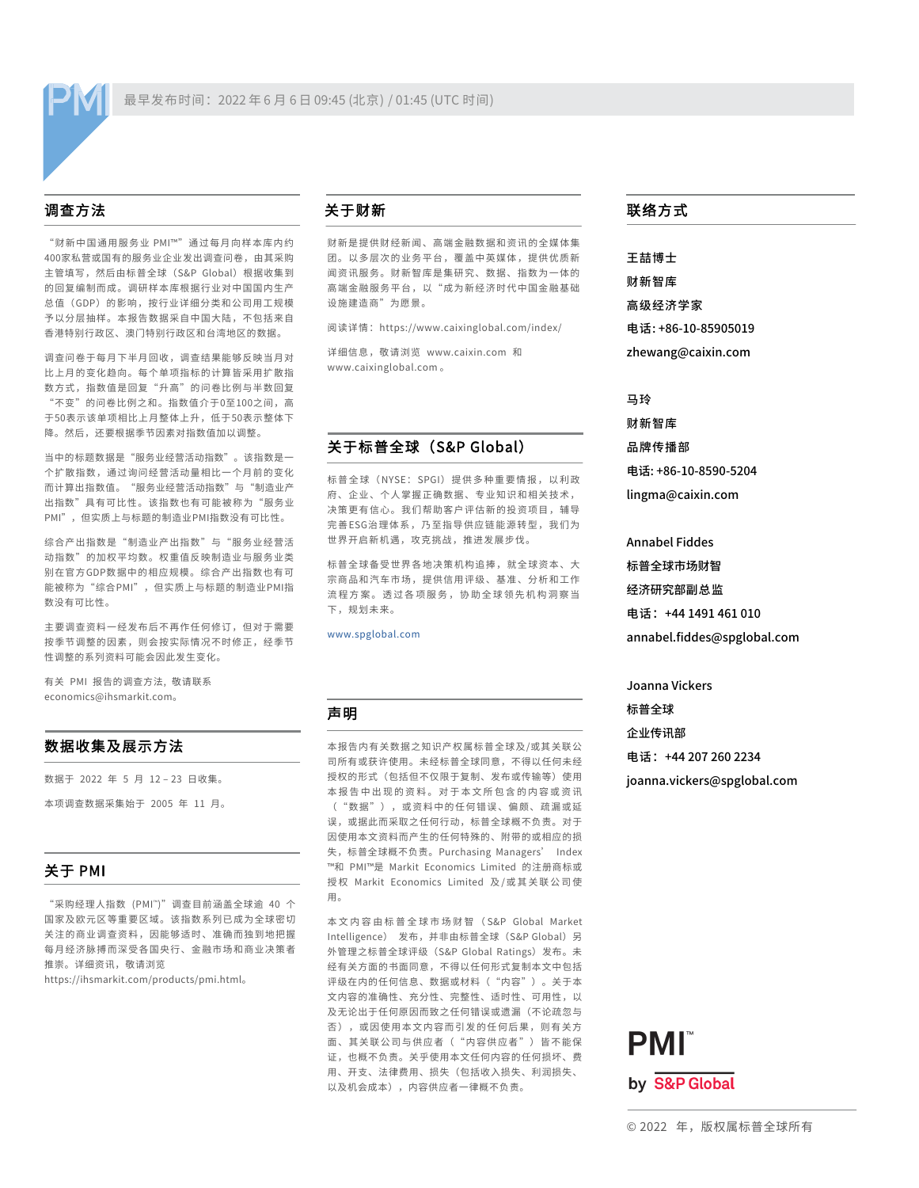最早发布时间：2022 年 6 月 6 日 09:45 (北京) / 01:45 (UTC 时间)

## 调查方法

“财新中国通用服务业 PMI™”通过每月向样本库内约400家私营或国有的服务业企业发出调查问卷，由其采购主管填写，然后由标普全球（S&P Global）根据收集到的回复编制而成。调研样本库根据行业对中国国内生产总值（GDP）的影响，按行业详细分类和公司用工规模予以分层抽样。本报告数据采自中国大陆，不包括来自香港特别行政区、澳门特别行政区和台湾地区的数据。

调查问卷于每月下半月回收，调查结果能够反映当月对比上月的变化趋向。每个单项指标的计算皆采用扩散指数方式，指数值是回复“升高”的问卷比例与半数回复“不变”的问卷比例之和。指数介于0至100之间，高于50表示该单项指标比上月整体上升，低于50表示整体下降。然后，还要根据季节因素对指数值加以调整。

当中的标题数据是“服务业经营活动指数”。该指数是一个扩散指数，通过询问经营活动量相比一个月前的变化而计算出指数值。“服务业经营活动指数”与“制造业产出指数”具有可比性。该指数也有可能被称为“服务业PMI”，但实质上与标题的制造业PMI指数没有可比性。

综合产出指数是“制造业产出指数”与“服务业经营活动指数”的加权平均数。权重值反映制造业与服务业类别在官方GDP数据中的相应规模。综合产出指数也有可能被称为“综合PMI”，但实质上与标题的制造业PMI指数没有可比性。

主要调查资料一经发布后不再作任何修订，但对于需要按季节调整的因素，则会按实际情况不时修正，经季节性调整的系列资料可能会因此发生变化。

有关 PMI 报告的调查方法，敬请联系 economics@ihsmarkit.com。

## 数据收集及展示方法

数据于 2022 年 5 月 12 – 23 日收集。

本项调查数据采集始于 2005 年 11 月。

## 关于 PMI

“采购经理人指数（PMI™）”调查目前涵盖全球逾 40 个国家及欧元区等重要区域。该指数系列已成为全球密切关注的商业调查资料，因能够适时、准确而独到地把握每月经济脉搏而深受各国央行、金融市场和商业决策者推崇。详细资讯，敬请浏览 https://ihsmarkit.com/products/pmi.html。

## 关于财新

财新是提供财经新闻、高端金融数据和资讯的全媒体集团。以多层次的业务平台，覆盖中英媒体，提供优质新闻资讯服务。财新智库是集研究、数据、指数为一体的高端金融服务平台，以“成为新经济时代中国金融基础设施建造商”为愿景。

阅读详情：https://www.caixinglobal.com/index/

详细信息，敬请浏览 www.caixin.com 和 www.caixinglobal.com。

## 关于标普全球（S&P Global）

标普全球（NYSE：SPGI）提供多种重要情报，以利政府、企业、个人掌握正确数据、专业知识和相关技术，决策更有信心。我们帮助客户评估新的投资项目，辅导完善ESG治理体系，乃至指导供应链能源转型，我们为世界开启新机遇，攻克挑战，推进发展步伐。

标普全球备受世界各地决策机构追捧，就全球资本、大宗商品和汽车市场，提供信用评级、基准、分析和工作流程方案。透过各项服务，协助全球领先机构洞察当下，规划未来。

www.spglobal.com

## 声明

本报告内有关数据之知识产权属标普全球及/或其关联公司所有或获许使用。未经标普全球同意，不得以任何未经授权的形式（包括但不限于复制、发布或传输等）使用本报告中出现的资料。对于本文所包含的内容或资讯（“数据”），或资料中的任何错误、偏颇、疏漏或延误，或据此而采取之任何行动，标普全球概不负责。对于因使用本文资料而产生的任何特殊的、附带的或相应的损失，标普全球概不负责。Purchasing Managers' Index™和 PMI™是 Markit Economics Limited 的注册商标或授权 Markit Economics Limited 及/或其关联公司使用。

本文内容由标普全球市场财智（S&P Global Market Intelligence）发布，并非由标普全球（S&P Global）另外管理之标普全球评级（S&P Global Ratings）发布。未经有关方面的书面同意，不得以任何形式复制本文中包括评级在内的任何信息、数据或材料（“内容”）。关于本文内容的准确性、充分性、完整性、适时性、可用性，以及无论出于任何原因而致之任何错误或遗漏（不论疏忽与否），或因使用本文内容而引发的任何后果，则有关方面、其关联公司与供应者（“内容供应者”）皆不能保证，也概不负责。关乎使用本文任何内容的任何损坏、费用、开支、法律费用、损失（包括收入损失、利润损失、以及机会成本），内容供应者一律概不负责。

## 联络方式

**王喆博士**
**财新智库**
**高级经济学家**
**电话: +86-10-85905019**
**zhewang@caixin.com**

**马玲**
**财新智库**
**品牌传播部**
**电话: +86-10-8590-5204**
**lingma@caixin.com**

**Annabel Fiddes**
**标普全球市场财智**
**经济研究部副总监**
**电话：+44 1491 461 010**
**annabel.fiddes@spglobal.com**

**Joanna Vickers**
**标普全球**
**企业传讯部**
**电话：+44 207 260 2234**
**joanna.vickers@spglobal.com**

PMI™ by S&P Global

© 2022 年，版权属标普全球所有